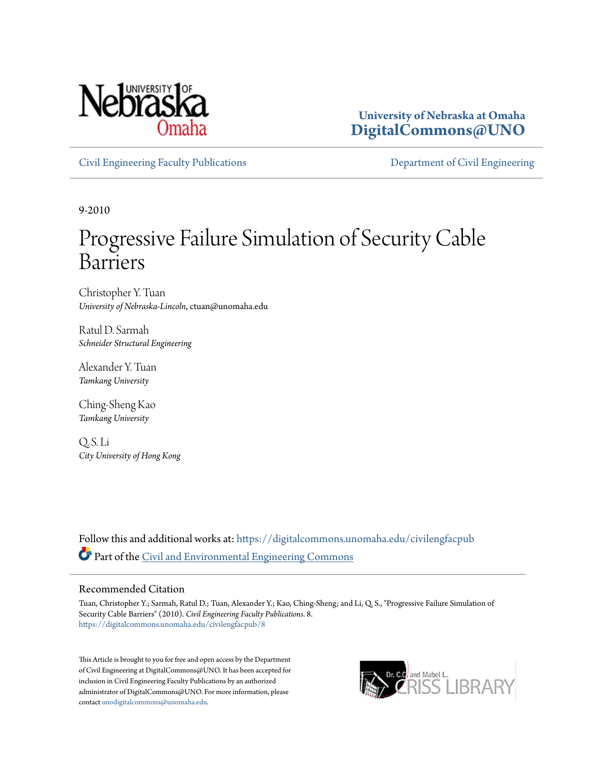University of Nebraska at Omaha
**DigitalCommons@UNO**

Civil Engineering Faculty Publications | Department of Civil Engineering

9-2010

# Progressive Failure Simulation of Security Cable Barriers

Christopher Y. Tuan
*University of Nebraska-Lincoln*, ctuan@unomaha.edu

Ratul D. Sarmah
*Schneider Structural Engineering*

Alexander Y. Tuan
*Tamkang University*

Ching-Sheng Kao
*Tamkang University*

Q. S. Li
*City University of Hong Kong*

Follow this and additional works at: https://digitalcommons.unomaha.edu/civilengfacpub

Part of the Civil and Environmental Engineering Commons

## Recommended Citation

Tuan, Christopher Y.; Sarmah, Ratul D.; Tuan, Alexander Y.; Kao, Ching-Sheng; and Li, Q. S., "Progressive Failure Simulation of Security Cable Barriers" (2010). *Civil Engineering Faculty Publications*. 8.
https://digitalcommons.unomaha.edu/civilengfacpub/8

This Article is brought to you for free and open access by the Department of Civil Engineering at DigitalCommons@UNO. It has been accepted for inclusion in Civil Engineering Faculty Publications by an authorized administrator of DigitalCommons@UNO. For more information, please contact unodigitalcommons@unomaha.edu.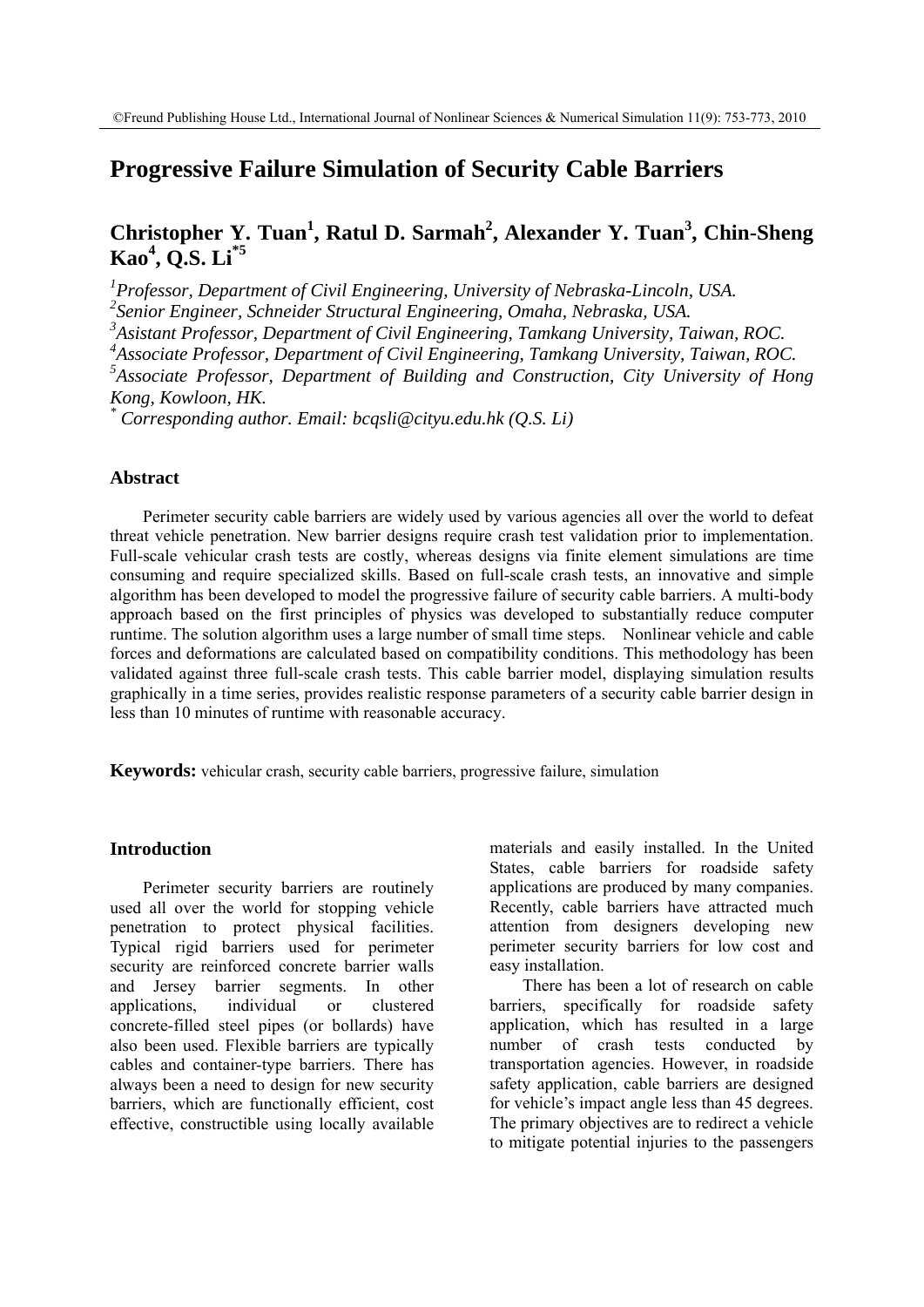# Progressive Failure Simulation of Security Cable Barriers

## Christopher Y. Tuan[1], Ratul D. Sarmah[2], Alexander Y. Tuan[3], Chin-Sheng Kao[4], Q.S. Li[*5]

*[1]Professor, Department of Civil Engineering, University of Nebraska-Lincoln, USA.*
*[2]Senior Engineer, Schneider Structural Engineering, Omaha, Nebraska, USA.*
*[3]Asistant Professor, Department of Civil Engineering, Tamkang University, Taiwan, ROC.*
*[4]Associate Professor, Department of Civil Engineering, Tamkang University, Taiwan, ROC.*
*[5]Associate Professor, Department of Building and Construction, City University of Hong Kong, Kowloon, HK.*
*[*] Corresponding author. Email: bcqsli@cityu.edu.hk (Q.S. Li)*

### Abstract

Perimeter security cable barriers are widely used by various agencies all over the world to defeat threat vehicle penetration. New barrier designs require crash test validation prior to implementation. Full-scale vehicular crash tests are costly, whereas designs via finite element simulations are time consuming and require specialized skills. Based on full-scale crash tests, an innovative and simple algorithm has been developed to model the progressive failure of security cable barriers. A multi-body approach based on the first principles of physics was developed to substantially reduce computer runtime. The solution algorithm uses a large number of small time steps. Nonlinear vehicle and cable forces and deformations are calculated based on compatibility conditions. This methodology has been validated against three full-scale crash tests. This cable barrier model, displaying simulation results graphically in a time series, provides realistic response parameters of a security cable barrier design in less than 10 minutes of runtime with reasonable accuracy.

**Keywords:** vehicular crash, security cable barriers, progressive failure, simulation

### Introduction

Perimeter security barriers are routinely used all over the world for stopping vehicle penetration to protect physical facilities. Typical rigid barriers used for perimeter security are reinforced concrete barrier walls and Jersey barrier segments. In other applications, individual or clustered concrete-filled steel pipes (or bollards) have also been used. Flexible barriers are typically cables and container-type barriers. There has always been a need to design for new security barriers, which are functionally efficient, cost effective, constructible using locally available materials and easily installed. In the United States, cable barriers for roadside safety applications are produced by many companies. Recently, cable barriers have attracted much attention from designers developing new perimeter security barriers for low cost and easy installation.

There has been a lot of research on cable barriers, specifically for roadside safety application, which has resulted in a large number of crash tests conducted by transportation agencies. However, in roadside safety application, cable barriers are designed for vehicle's impact angle less than 45 degrees. The primary objectives are to redirect a vehicle to mitigate potential injuries to the passengers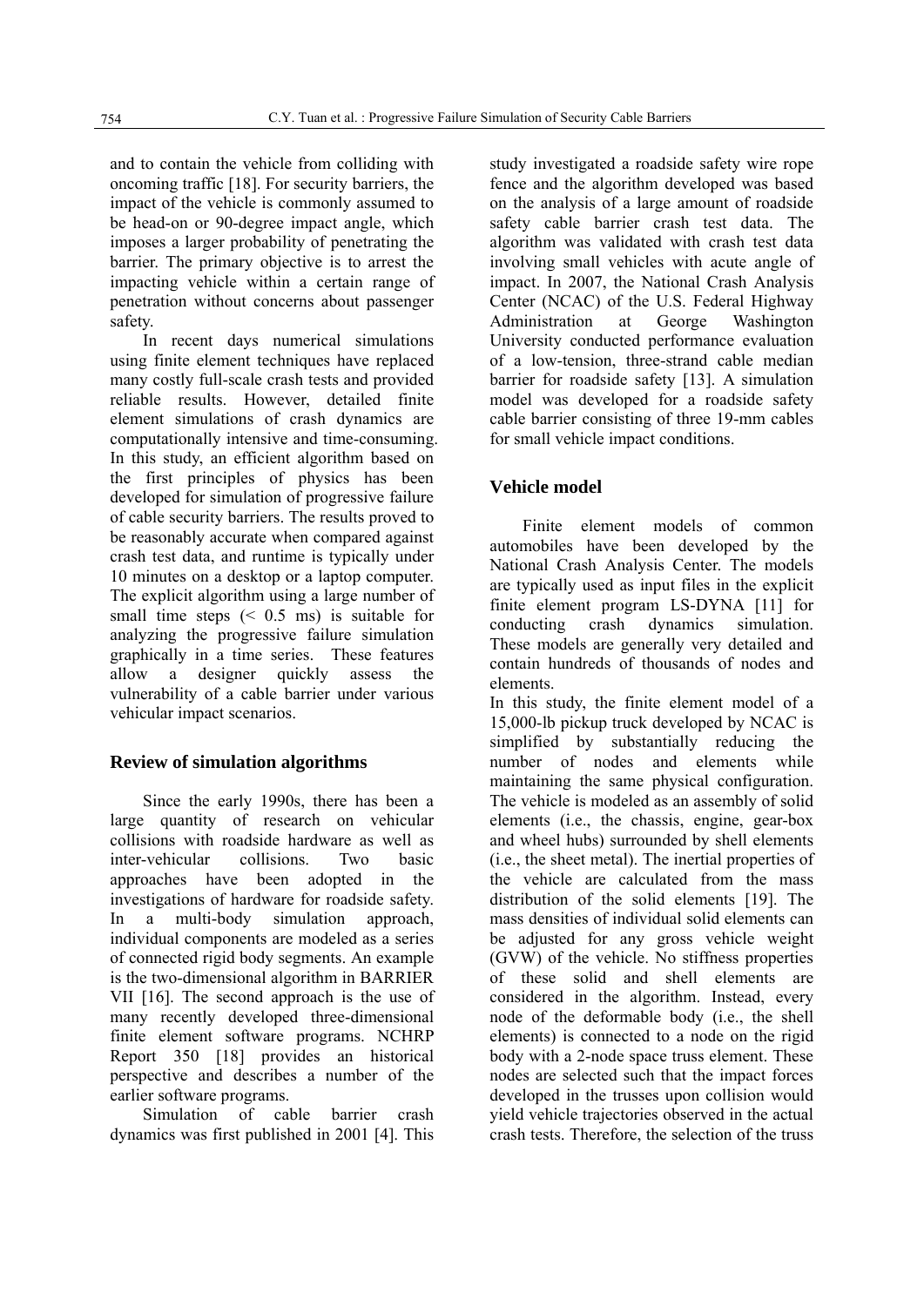and to contain the vehicle from colliding with oncoming traffic [18]. For security barriers, the impact of the vehicle is commonly assumed to be head-on or 90-degree impact angle, which imposes a larger probability of penetrating the barrier. The primary objective is to arrest the impacting vehicle within a certain range of penetration without concerns about passenger safety.

In recent days numerical simulations using finite element techniques have replaced many costly full-scale crash tests and provided reliable results. However, detailed finite element simulations of crash dynamics are computationally intensive and time-consuming. In this study, an efficient algorithm based on the first principles of physics has been developed for simulation of progressive failure of cable security barriers. The results proved to be reasonably accurate when compared against crash test data, and runtime is typically under 10 minutes on a desktop or a laptop computer. The explicit algorithm using a large number of small time steps (< 0.5 ms) is suitable for analyzing the progressive failure simulation graphically in a time series. These features allow a designer quickly assess the vulnerability of a cable barrier under various vehicular impact scenarios.

## Review of simulation algorithms

Since the early 1990s, there has been a large quantity of research on vehicular collisions with roadside hardware as well as inter-vehicular collisions. Two basic approaches have been adopted in the investigations of hardware for roadside safety. In a multi-body simulation approach, individual components are modeled as a series of connected rigid body segments. An example is the two-dimensional algorithm in BARRIER VII [16]. The second approach is the use of many recently developed three-dimensional finite element software programs. NCHRP Report 350 [18] provides an historical perspective and describes a number of the earlier software programs.

Simulation of cable barrier crash dynamics was first published in 2001 [4]. This study investigated a roadside safety wire rope fence and the algorithm developed was based on the analysis of a large amount of roadside safety cable barrier crash test data. The algorithm was validated with crash test data involving small vehicles with acute angle of impact. In 2007, the National Crash Analysis Center (NCAC) of the U.S. Federal Highway Administration at George Washington University conducted performance evaluation of a low-tension, three-strand cable median barrier for roadside safety [13]. A simulation model was developed for a roadside safety cable barrier consisting of three 19-mm cables for small vehicle impact conditions.

## Vehicle model

Finite element models of common automobiles have been developed by the National Crash Analysis Center. The models are typically used as input files in the explicit finite element program LS-DYNA [11] for conducting crash dynamics simulation. These models are generally very detailed and contain hundreds of thousands of nodes and elements.

In this study, the finite element model of a 15,000-lb pickup truck developed by NCAC is simplified by substantially reducing the number of nodes and elements while maintaining the same physical configuration. The vehicle is modeled as an assembly of solid elements (i.e., the chassis, engine, gear-box and wheel hubs) surrounded by shell elements (i.e., the sheet metal). The inertial properties of the vehicle are calculated from the mass distribution of the solid elements [19]. The mass densities of individual solid elements can be adjusted for any gross vehicle weight (GVW) of the vehicle. No stiffness properties of these solid and shell elements are considered in the algorithm. Instead, every node of the deformable body (i.e., the shell elements) is connected to a node on the rigid body with a 2-node space truss element. These nodes are selected such that the impact forces developed in the trusses upon collision would yield vehicle trajectories observed in the actual crash tests. Therefore, the selection of the truss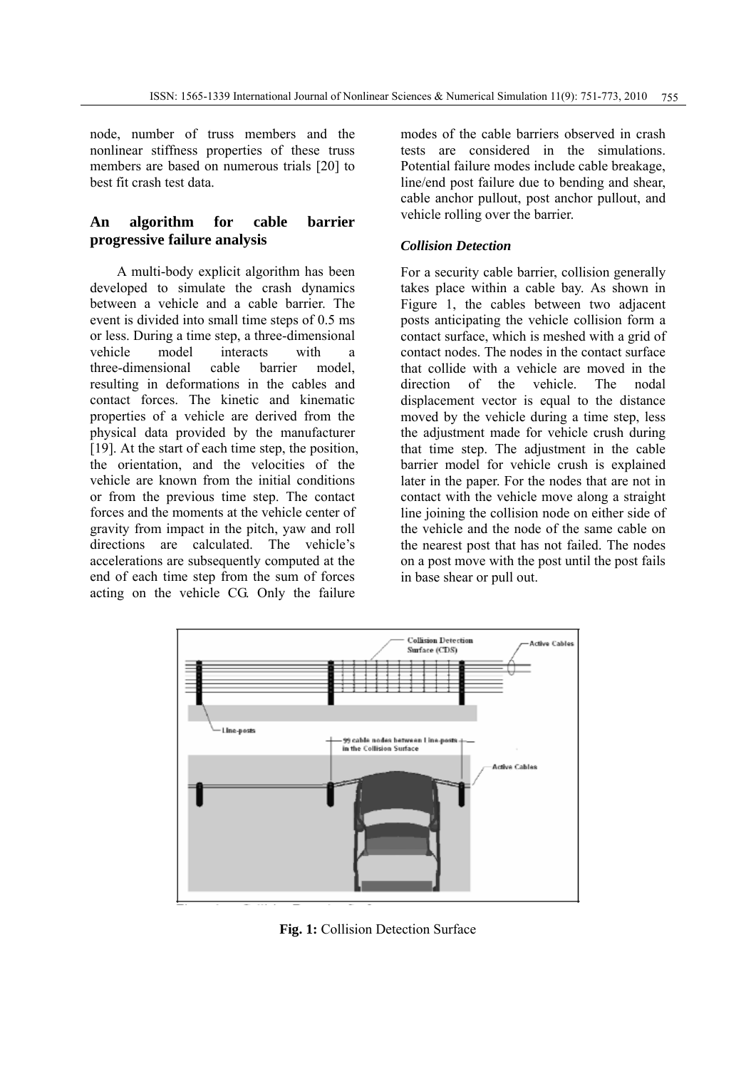node, number of truss members and the nonlinear stiffness properties of these truss members are based on numerous trials [20] to best fit crash test data.

## An algorithm for cable barrier progressive failure analysis

A multi-body explicit algorithm has been developed to simulate the crash dynamics between a vehicle and a cable barrier. The event is divided into small time steps of 0.5 ms or less. During a time step, a three-dimensional vehicle model interacts with a three-dimensional cable barrier model, resulting in deformations in the cables and contact forces. The kinetic and kinematic properties of a vehicle are derived from the physical data provided by the manufacturer [19]. At the start of each time step, the position, the orientation, and the velocities of the vehicle are known from the initial conditions or from the previous time step. The contact forces and the moments at the vehicle center of gravity from impact in the pitch, yaw and roll directions are calculated. The vehicle's accelerations are subsequently computed at the end of each time step from the sum of forces acting on the vehicle CG. Only the failure modes of the cable barriers observed in crash tests are considered in the simulations. Potential failure modes include cable breakage, line/end post failure due to bending and shear, cable anchor pullout, post anchor pullout, and vehicle rolling over the barrier.

### *Collision Detection*

For a security cable barrier, collision generally takes place within a cable bay. As shown in Figure 1, the cables between two adjacent posts anticipating the vehicle collision form a contact surface, which is meshed with a grid of contact nodes. The nodes in the contact surface that collide with a vehicle are moved in the direction of the vehicle. The nodal displacement vector is equal to the distance moved by the vehicle during a time step, less the adjustment made for vehicle crush during that time step. The adjustment in the cable barrier model for vehicle crush is explained later in the paper. For the nodes that are not in contact with the vehicle move along a straight line joining the collision node on either side of the vehicle and the node of the same cable on the nearest post that has not failed. The nodes on a post move with the post until the post fails in base shear or pull out.

**Fig. 1:** Collision Detection Surface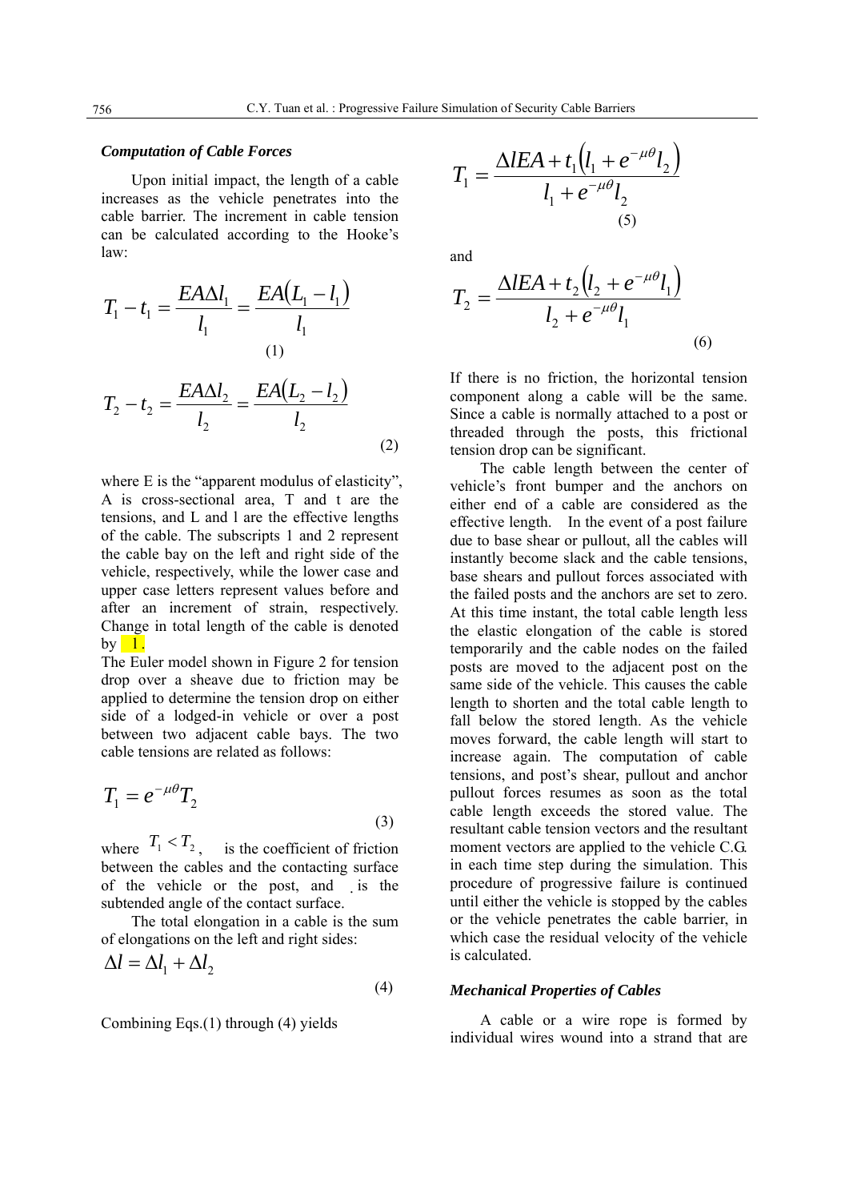### Computation of Cable Forces

Upon initial impact, the length of a cable increases as the vehicle penetrates into the cable barrier. The increment in cable tension can be calculated according to the Hooke's law:

$$T_1 - t_1 = \frac{EA\Delta l_1}{l_1} = \frac{EA(L_1 - l_1)}{l_1} \tag{1}$$

$$T_2 - t_2 = \frac{EA\Delta l_2}{l_2} = \frac{EA(L_2 - l_2)}{l_2} \tag{2}$$

where E is the "apparent modulus of elasticity", A is cross-sectional area, T and t are the tensions, and L and l are the effective lengths of the cable. The subscripts 1 and 2 represent the cable bay on the left and right side of the vehicle, respectively, while the lower case and upper case letters represent values before and after an increment of strain, respectively. Change in total length of the cable is denoted by l.

The Euler model shown in Figure 2 for tension drop over a sheave due to friction may be applied to determine the tension drop on either side of a lodged-in vehicle or over a post between two adjacent cable bays. The two cable tensions are related as follows:

$$T_1 = e^{-\mu\theta} T_2 \tag{3}$$

where $T_1 < T_2$, is the coefficient of friction between the cables and the contacting surface of the vehicle or the post, and is the subtended angle of the contact surface.

The total elongation in a cable is the sum of elongations on the left and right sides:

$$\Delta l = \Delta l_1 + \Delta l_2 \tag{4}$$

Combining Eqs.(1) through (4) yields

$$T_1 = \frac{\Delta lEA + t_1\left(l_1 + e^{-\mu\theta} l_2\right)}{l_1 + e^{-\mu\theta} l_2} \tag{5}$$

and

$$T_2 = \frac{\Delta lEA + t_2\left(l_2 + e^{-\mu\theta} l_1\right)}{l_2 + e^{-\mu\theta} l_1} \tag{6}$$

If there is no friction, the horizontal tension component along a cable will be the same. Since a cable is normally attached to a post or threaded through the posts, this frictional tension drop can be significant.

The cable length between the center of vehicle's front bumper and the anchors on either end of a cable are considered as the effective length. In the event of a post failure due to base shear or pullout, all the cables will instantly become slack and the cable tensions, base shears and pullout forces associated with the failed posts and the anchors are set to zero. At this time instant, the total cable length less the elastic elongation of the cable is stored temporarily and the cable nodes on the failed posts are moved to the adjacent post on the same side of the vehicle. This causes the cable length to shorten and the total cable length to fall below the stored length. As the vehicle moves forward, the cable length will start to increase again. The computation of cable tensions, and post's shear, pullout and anchor pullout forces resumes as soon as the total cable length exceeds the stored value. The resultant cable tension vectors and the resultant moment vectors are applied to the vehicle C.G. in each time step during the simulation. This procedure of progressive failure is continued until either the vehicle is stopped by the cables or the vehicle penetrates the cable barrier, in which case the residual velocity of the vehicle is calculated.

### Mechanical Properties of Cables

A cable or a wire rope is formed by individual wires wound into a strand that are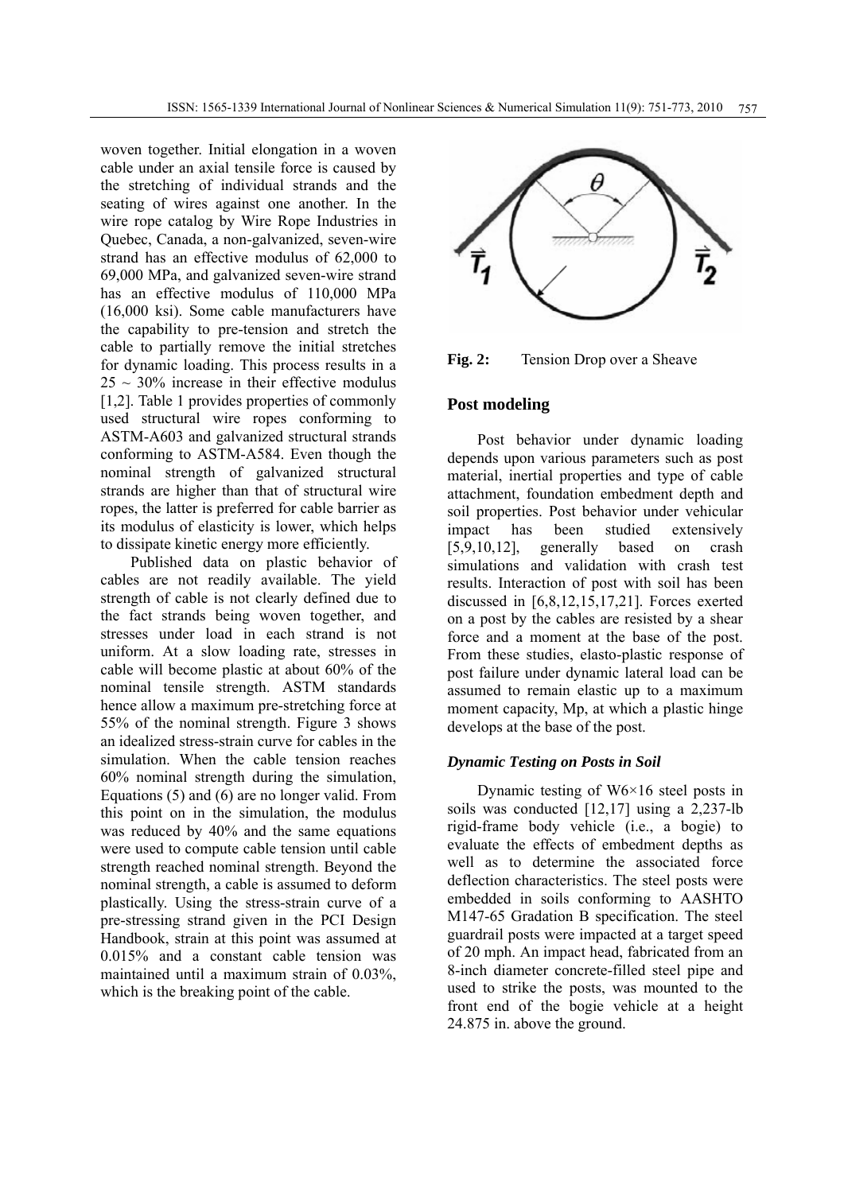woven together. Initial elongation in a woven cable under an axial tensile force is caused by the stretching of individual strands and the seating of wires against one another. In the wire rope catalog by Wire Rope Industries in Quebec, Canada, a non-galvanized, seven-wire strand has an effective modulus of 62,000 to 69,000 MPa, and galvanized seven-wire strand has an effective modulus of 110,000 MPa (16,000 ksi). Some cable manufacturers have the capability to pre-tension and stretch the cable to partially remove the initial stretches for dynamic loading. This process results in a 25 ~ 30% increase in their effective modulus [1,2]. Table 1 provides properties of commonly used structural wire ropes conforming to ASTM-A603 and galvanized structural strands conforming to ASTM-A584. Even though the nominal strength of galvanized structural strands are higher than that of structural wire ropes, the latter is preferred for cable barrier as its modulus of elasticity is lower, which helps to dissipate kinetic energy more efficiently.

Published data on plastic behavior of cables are not readily available. The yield strength of cable is not clearly defined due to the fact strands being woven together, and stresses under load in each strand is not uniform. At a slow loading rate, stresses in cable will become plastic at about 60% of the nominal tensile strength. ASTM standards hence allow a maximum pre-stretching force at 55% of the nominal strength. Figure 3 shows an idealized stress-strain curve for cables in the simulation. When the cable tension reaches 60% nominal strength during the simulation, Equations (5) and (6) are no longer valid. From this point on in the simulation, the modulus was reduced by 40% and the same equations were used to compute cable tension until cable strength reached nominal strength. Beyond the nominal strength, a cable is assumed to deform plastically. Using the stress-strain curve of a pre-stressing strand given in the PCI Design Handbook, strain at this point was assumed at 0.015% and a constant cable tension was maintained until a maximum strain of 0.03%, which is the breaking point of the cable.

**Fig. 2:** Tension Drop over a Sheave

## Post modeling

Post behavior under dynamic loading depends upon various parameters such as post material, inertial properties and type of cable attachment, foundation embedment depth and soil properties. Post behavior under vehicular impact has been studied extensively [5,9,10,12], generally based on crash simulations and validation with crash test results. Interaction of post with soil has been discussed in [6,8,12,15,17,21]. Forces exerted on a post by the cables are resisted by a shear force and a moment at the base of the post. From these studies, elasto-plastic response of post failure under dynamic lateral load can be assumed to remain elastic up to a maximum moment capacity, Mp, at which a plastic hinge develops at the base of the post.

### *Dynamic Testing on Posts in Soil*

Dynamic testing of W6×16 steel posts in soils was conducted [12,17] using a 2,237-lb rigid-frame body vehicle (i.e., a bogie) to evaluate the effects of embedment depths as well as to determine the associated force deflection characteristics. The steel posts were embedded in soils conforming to AASHTO M147-65 Gradation B specification. The steel guardrail posts were impacted at a target speed of 20 mph. An impact head, fabricated from an 8-inch diameter concrete-filled steel pipe and used to strike the posts, was mounted to the front end of the bogie vehicle at a height 24.875 in. above the ground.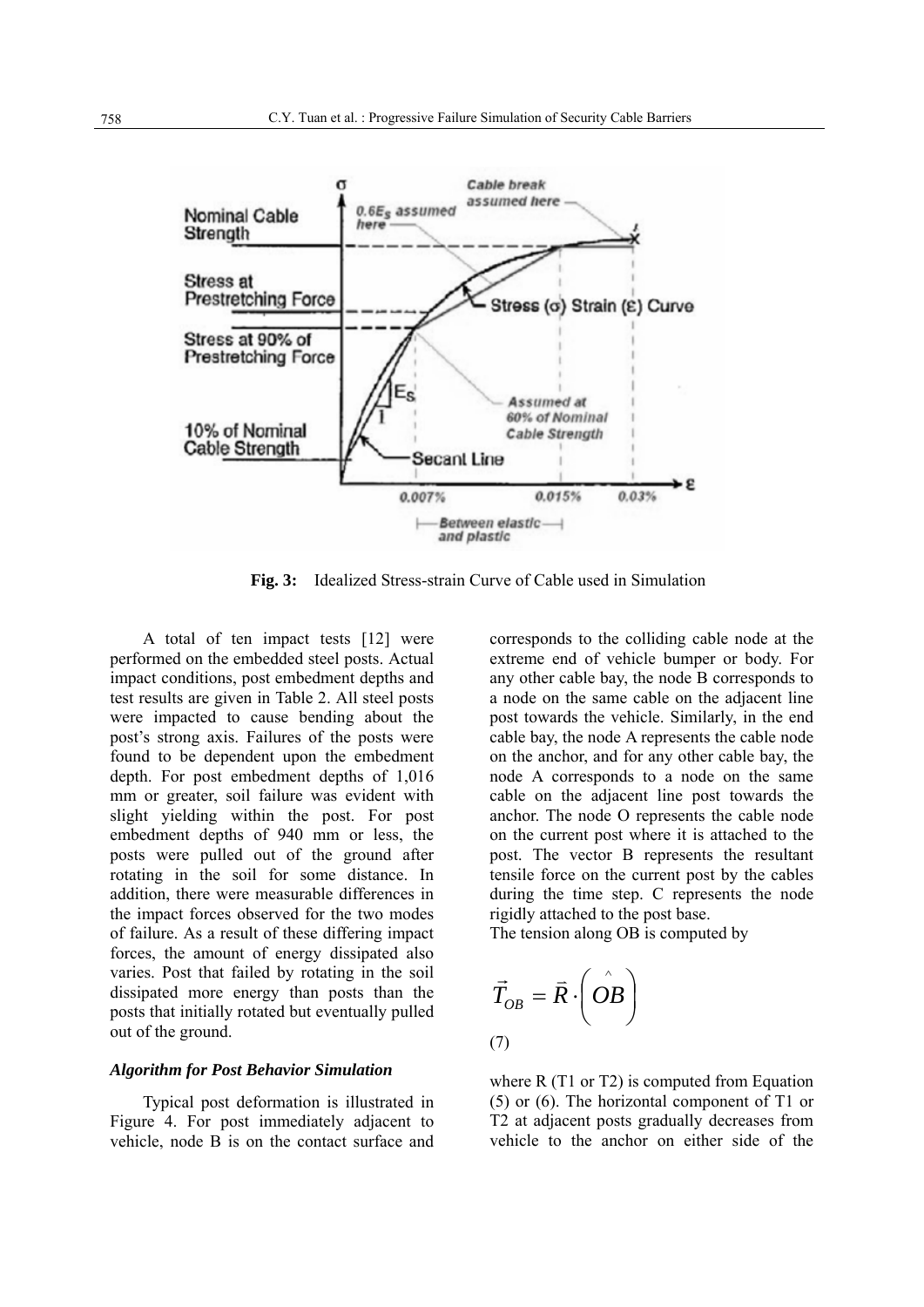**Fig. 3:** Idealized Stress-strain Curve of Cable used in Simulation

A total of ten impact tests [12] were performed on the embedded steel posts. Actual impact conditions, post embedment depths and test results are given in Table 2. All steel posts were impacted to cause bending about the post's strong axis. Failures of the posts were found to be dependent upon the embedment depth. For post embedment depths of 1,016 mm or greater, soil failure was evident with slight yielding within the post. For post embedment depths of 940 mm or less, the posts were pulled out of the ground after rotating in the soil for some distance. In addition, there were measurable differences in the impact forces observed for the two modes of failure. As a result of these differing impact forces, the amount of energy dissipated also varies. Post that failed by rotating in the soil dissipated more energy than posts than the posts that initially rotated but eventually pulled out of the ground.

### *Algorithm for Post Behavior Simulation*

Typical post deformation is illustrated in Figure 4. For post immediately adjacent to vehicle, node B is on the contact surface and corresponds to the colliding cable node at the extreme end of vehicle bumper or body. For any other cable bay, the node B corresponds to a node on the same cable on the adjacent line post towards the vehicle. Similarly, in the end cable bay, the node A represents the cable node on the anchor, and for any other cable bay, the node A corresponds to a node on the same cable on the adjacent line post towards the anchor. The node O represents the cable node on the current post where it is attached to the post. The vector B represents the resultant tensile force on the current post by the cables during the time step. C represents the node rigidly attached to the post base.

The tension along OB is computed by

$$\vec{T}_{OB} = \vec{R} \cdot \left( \hat{OB} \right) \tag{7}$$

where R (T1 or T2) is computed from Equation (5) or (6). The horizontal component of T1 or T2 at adjacent posts gradually decreases from vehicle to the anchor on either side of the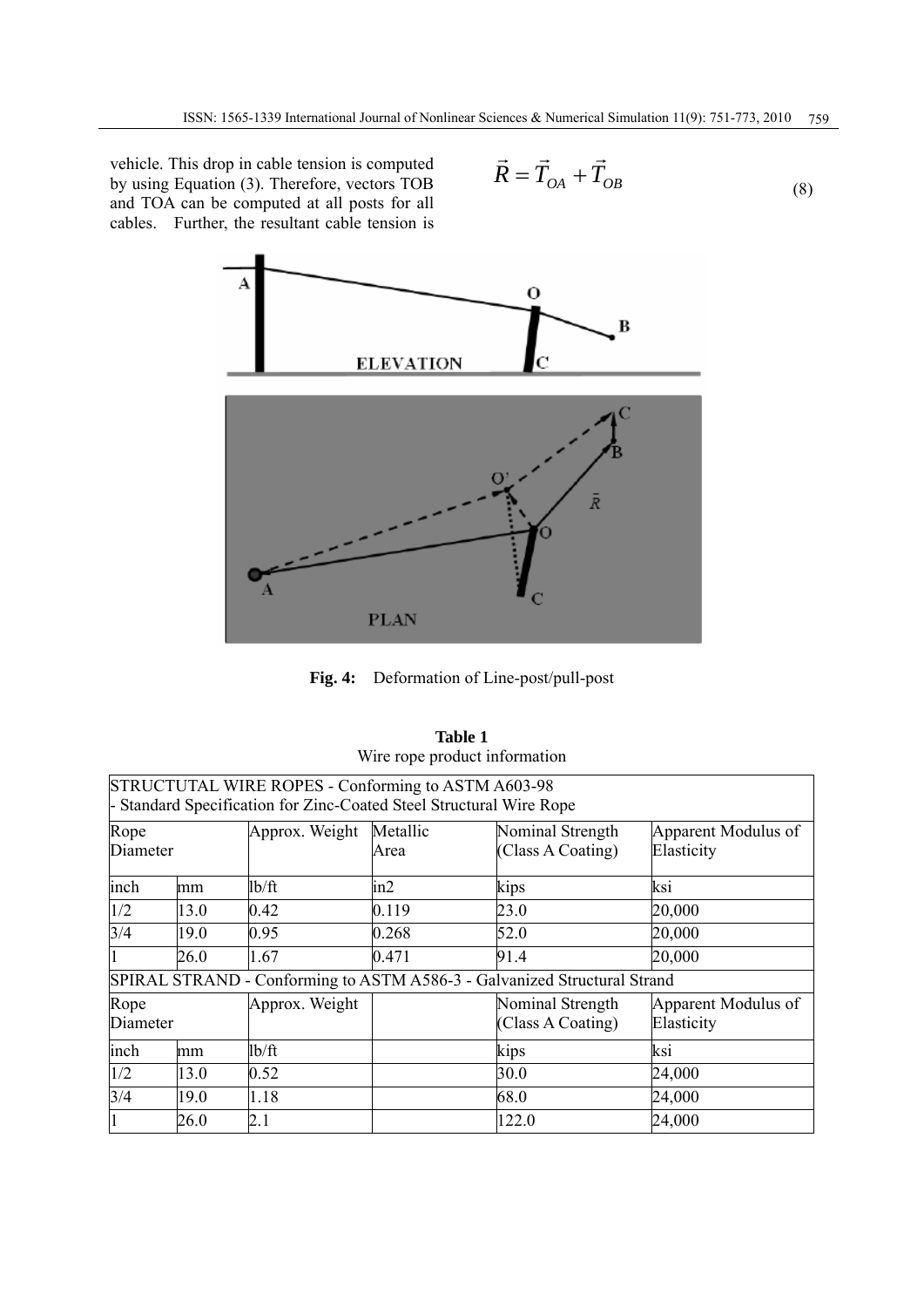vehicle. This drop in cable tension is computed by using Equation (3). Therefore, vectors TOB and TOA can be computed at all posts for all cables. Further, the resultant cable tension is

$$\vec{R} = \vec{T}_{OA} + \vec{T}_{OB} \tag{8}$$

**Fig. 4:** Deformation of Line-post/pull-post

**Table 1**
Wire rope product information

| STRUCTUTAL WIRE ROPES - Conforming to ASTM A603-98 - Standard Specification for Zinc-Coated Steel Structural Wire Rope | | | | | |
|---|---|---|---|---|---|
| Rope Diameter | | Approx. Weight | Metallic Area | Nominal Strength (Class A Coating) | Apparent Modulus of Elasticity |
| inch | mm | lb/ft | in2 | kips | ksi |
| 1/2 | 13.0 | 0.42 | 0.119 | 23.0 | 20,000 |
| 3/4 | 19.0 | 0.95 | 0.268 | 52.0 | 20,000 |
| 1 | 26.0 | 1.67 | 0.471 | 91.4 | 20,000 |
| SPIRAL STRAND - Conforming to ASTM A586-3 - Galvanized Structural Strand | | | | | |
| Rope Diameter | | Approx. Weight | | Nominal Strength (Class A Coating) | Apparent Modulus of Elasticity |
| inch | mm | lb/ft | | kips | ksi |
| 1/2 | 13.0 | 0.52 | | 30.0 | 24,000 |
| 3/4 | 19.0 | 1.18 | | 68.0 | 24,000 |
| 1 | 26.0 | 2.1 | | 122.0 | 24,000 |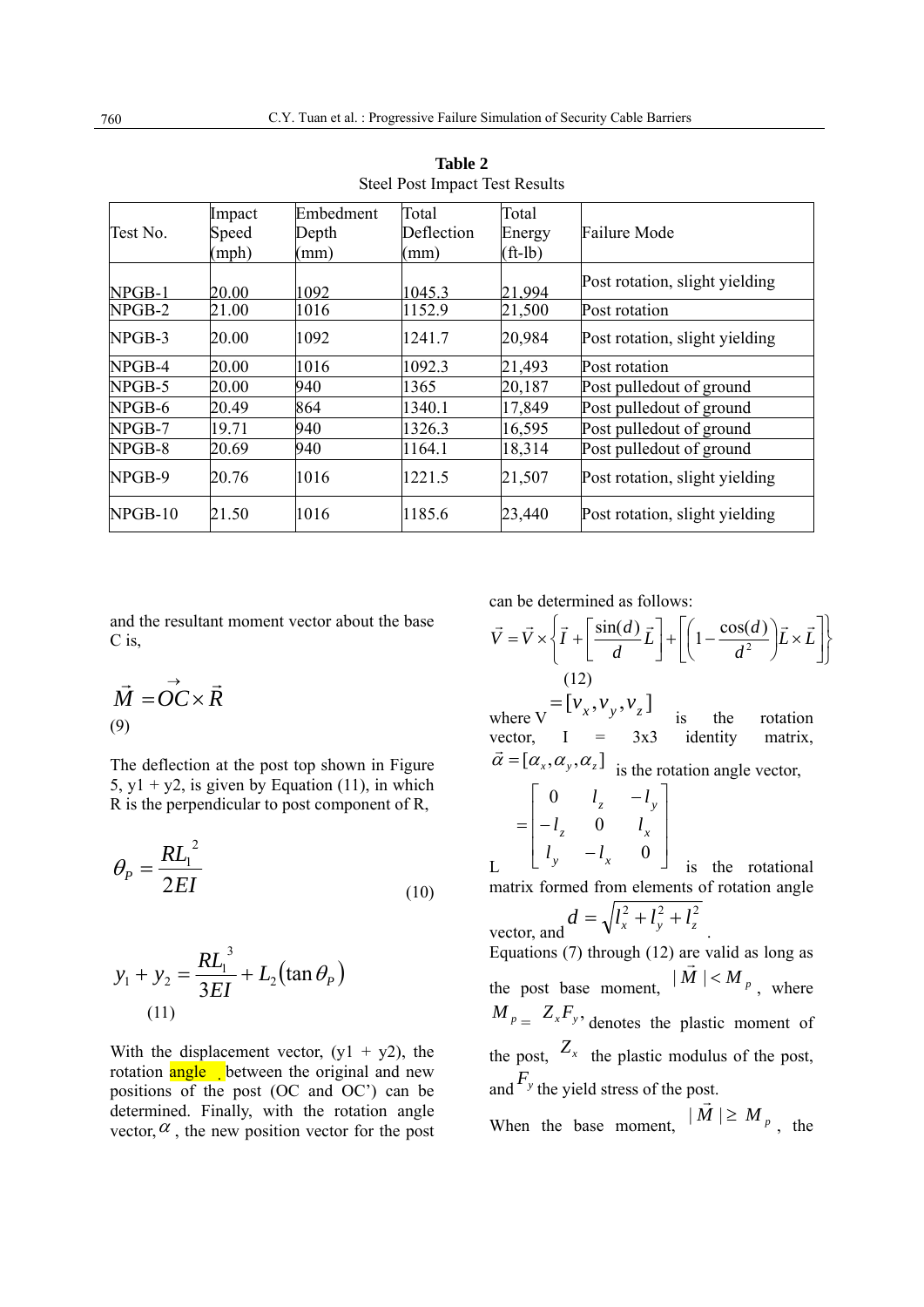**Table 2**
Steel Post Impact Test Results

| Test No. | Impact Speed (mph) | Embedment Depth (mm) | Total Deflection (mm) | Total Energy (ft-lb) | Failure Mode |
|---|---|---|---|---|---|
| NPGB-1 | 20.00 | 1092 | 1045.3 | 21,994 | Post rotation, slight yielding |
| NPGB-2 | 21.00 | 1016 | 1152.9 | 21,500 | Post rotation |
| NPGB-3 | 20.00 | 1092 | 1241.7 | 20,984 | Post rotation, slight yielding |
| NPGB-4 | 20.00 | 1016 | 1092.3 | 21,493 | Post rotation |
| NPGB-5 | 20.00 | 940 | 1365 | 20,187 | Post pulledout of ground |
| NPGB-6 | 20.49 | 864 | 1340.1 | 17,849 | Post pulledout of ground |
| NPGB-7 | 19.71 | 940 | 1326.3 | 16,595 | Post pulledout of ground |
| NPGB-8 | 20.69 | 940 | 1164.1 | 18,314 | Post pulledout of ground |
| NPGB-9 | 20.76 | 1016 | 1221.5 | 21,507 | Post rotation, slight yielding |
| NPGB-10 | 21.50 | 1016 | 1185.6 | 23,440 | Post rotation, slight yielding |

and the resultant moment vector about the base C is,

$$\vec{M} = \overrightarrow{OC} \times \vec{R} \tag{9}$$

The deflection at the post top shown in Figure 5, y1 + y2, is given by Equation (11), in which R is the perpendicular to post component of R,

$$\theta_P = \frac{RL_1^{\ 2}}{2EI} \tag{10}$$

$$y_1 + y_2 = \frac{RL_1^{\ 3}}{3EI} + L_2(\tan\theta_P) \tag{11}$$

With the displacement vector, (y1 + y2), the rotation angle between the original and new positions of the post (OC and OC') can be determined. Finally, with the rotation angle vector, $\alpha$, the new position vector for the post can be determined as follows:

$$\vec{V} = \vec{V} \times \left\{ \vec{I} + \left[\frac{\sin(d)}{d}\vec{L}\right] + \left[\left(1 - \frac{\cos(d)}{d^2}\right)\vec{L} \times \vec{L}\right] \right\} \tag{12}$$

where $V = [v_x, v_y, v_z]$ is the rotation vector, I = 3x3 identity matrix, $\vec{\alpha} = [\alpha_x, \alpha_y, \alpha_z]$ is the rotation angle vector,

$$L = \begin{bmatrix} 0 & l_z & -l_y \\ -l_z & 0 & l_x \\ l_y & -l_x & 0 \end{bmatrix}$$

is the rotational matrix formed from elements of rotation angle vector, and $d = \sqrt{l_x^2 + l_y^2 + l_z^2}$.

Equations (7) through (12) are valid as long as the post base moment, $|\vec{M}| < M_p$, where $M_p = Z_x F_y$, denotes the plastic moment of the post, $Z_x$ the plastic modulus of the post, and $F_y$ the yield stress of the post.

When the base moment, $|\vec{M}| \geq M_p$, the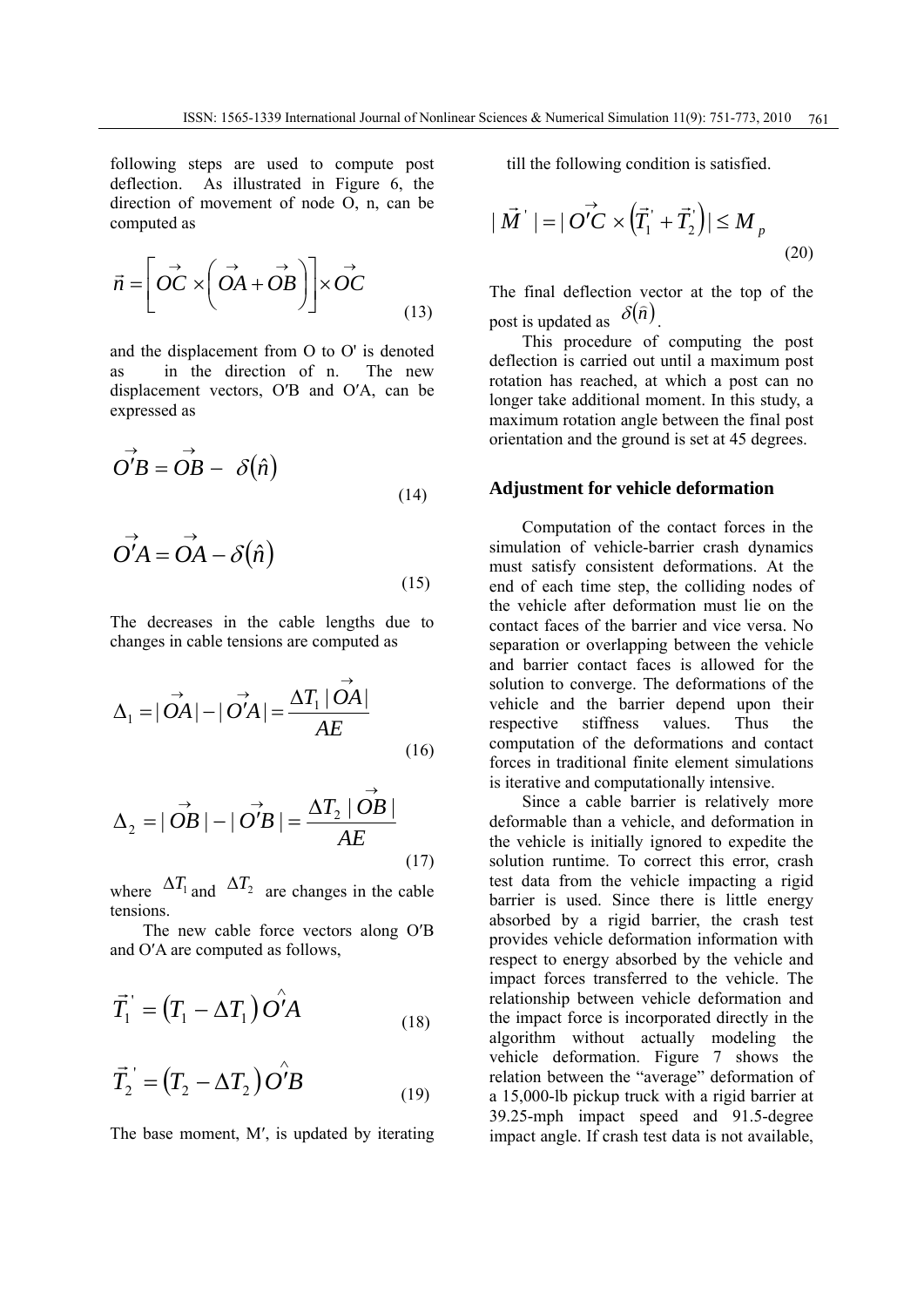following steps are used to compute post deflection. As illustrated in Figure 6, the direction of movement of node O, n, can be computed as

$$\vec{n} = \left[ \vec{OC} \times \left( \vec{OA} + \vec{OB} \right) \right] \times \vec{OC} \tag{13}$$

and the displacement from O to O' is denoted as in the direction of n. The new displacement vectors, O′B and O′A, can be expressed as

$$\vec{O'B} = \vec{OB} - \delta(\hat{n}) \tag{14}$$

$$\vec{O'A} = \vec{OA} - \delta(\hat{n}) \tag{15}$$

The decreases in the cable lengths due to changes in cable tensions are computed as

$$\Delta_1 = |\vec{OA}| - |\vec{O'A}| = \frac{\Delta T_1 |\vec{OA}|}{AE} \tag{16}$$

$$\Delta_2 = |\vec{OB}| - |\vec{O'B}| = \frac{\Delta T_2 |\vec{OB}|}{AE} \tag{17}$$

where $\Delta T_1$ and $\Delta T_2$ are changes in the cable tensions.

The new cable force vectors along O′B and O′A are computed as follows,

$$\vec{T}_1^{'} = \left(T_1 - \Delta T_1\right) \hat{O'A} \tag{18}$$

$$\vec{T}_2^{'} = \left(T_2 - \Delta T_2\right) \hat{O'B} \tag{19}$$

The base moment, M′, is updated by iterating till the following condition is satisfied.

$$|\vec{M}^{'}| = |\vec{O'C} \times \left(\vec{T}_1^{'} + \vec{T}_2^{'}\right)| \le M_p \tag{20}$$

The final deflection vector at the top of the post is updated as $\delta(\hat{n})$.

This procedure of computing the post deflection is carried out until a maximum post rotation has reached, at which a post can no longer take additional moment. In this study, a maximum rotation angle between the final post orientation and the ground is set at 45 degrees.

## Adjustment for vehicle deformation

Computation of the contact forces in the simulation of vehicle-barrier crash dynamics must satisfy consistent deformations. At the end of each time step, the colliding nodes of the vehicle after deformation must lie on the contact faces of the barrier and vice versa. No separation or overlapping between the vehicle and barrier contact faces is allowed for the solution to converge. The deformations of the vehicle and the barrier depend upon their respective stiffness values. Thus the computation of the deformations and contact forces in traditional finite element simulations is iterative and computationally intensive.

Since a cable barrier is relatively more deformable than a vehicle, and deformation in the vehicle is initially ignored to expedite the solution runtime. To correct this error, crash test data from the vehicle impacting a rigid barrier is used. Since there is little energy absorbed by a rigid barrier, the crash test provides vehicle deformation information with respect to energy absorbed by the vehicle and impact forces transferred to the vehicle. The relationship between vehicle deformation and the impact force is incorporated directly in the algorithm without actually modeling the vehicle deformation. Figure 7 shows the relation between the "average" deformation of a 15,000-lb pickup truck with a rigid barrier at 39.25-mph impact speed and 91.5-degree impact angle. If crash test data is not available,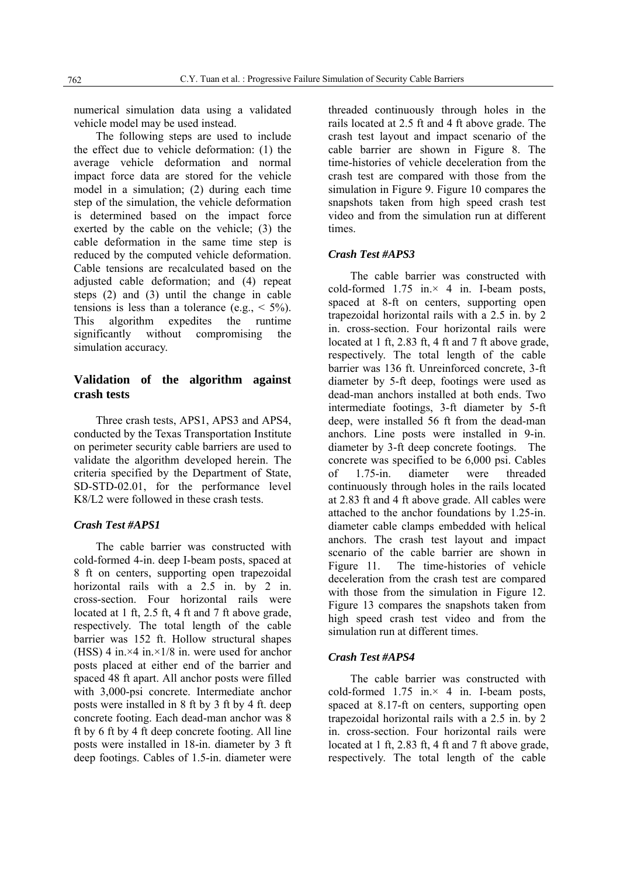numerical simulation data using a validated vehicle model may be used instead.

The following steps are used to include the effect due to vehicle deformation: (1) the average vehicle deformation and normal impact force data are stored for the vehicle model in a simulation; (2) during each time step of the simulation, the vehicle deformation is determined based on the impact force exerted by the cable on the vehicle; (3) the cable deformation in the same time step is reduced by the computed vehicle deformation. Cable tensions are recalculated based on the adjusted cable deformation; and (4) repeat steps (2) and (3) until the change in cable tensions is less than a tolerance (e.g., < 5%). This algorithm expedites the runtime significantly without compromising the simulation accuracy.

## Validation of the algorithm against crash tests

Three crash tests, APS1, APS3 and APS4, conducted by the Texas Transportation Institute on perimeter security cable barriers are used to validate the algorithm developed herein. The criteria specified by the Department of State, SD-STD-02.01, for the performance level K8/L2 were followed in these crash tests.

### *Crash Test #APS1*

The cable barrier was constructed with cold-formed 4-in. deep I-beam posts, spaced at 8 ft on centers, supporting open trapezoidal horizontal rails with a 2.5 in. by 2 in. cross-section. Four horizontal rails were located at 1 ft, 2.5 ft, 4 ft and 7 ft above grade, respectively. The total length of the cable barrier was 152 ft. Hollow structural shapes (HSS) 4 in.×4 in.×1/8 in. were used for anchor posts placed at either end of the barrier and spaced 48 ft apart. All anchor posts were filled with 3,000-psi concrete. Intermediate anchor posts were installed in 8 ft by 3 ft by 4 ft. deep concrete footing. Each dead-man anchor was 8 ft by 6 ft by 4 ft deep concrete footing. All line posts were installed in 18-in. diameter by 3 ft deep footings. Cables of 1.5-in. diameter were threaded continuously through holes in the rails located at 2.5 ft and 4 ft above grade. The crash test layout and impact scenario of the cable barrier are shown in Figure 8. The time-histories of vehicle deceleration from the crash test are compared with those from the simulation in Figure 9. Figure 10 compares the snapshots taken from high speed crash test video and from the simulation run at different times.

### *Crash Test #APS3*

The cable barrier was constructed with cold-formed 1.75 in.× 4 in. I-beam posts, spaced at 8-ft on centers, supporting open trapezoidal horizontal rails with a 2.5 in. by 2 in. cross-section. Four horizontal rails were located at 1 ft, 2.83 ft, 4 ft and 7 ft above grade, respectively. The total length of the cable barrier was 136 ft. Unreinforced concrete, 3-ft diameter by 5-ft deep, footings were used as dead-man anchors installed at both ends. Two intermediate footings, 3-ft diameter by 5-ft deep, were installed 56 ft from the dead-man anchors. Line posts were installed in 9-in. diameter by 3-ft deep concrete footings. The concrete was specified to be 6,000 psi. Cables of 1.75-in. diameter were threaded continuously through holes in the rails located at 2.83 ft and 4 ft above grade. All cables were attached to the anchor foundations by 1.25-in. diameter cable clamps embedded with helical anchors. The crash test layout and impact scenario of the cable barrier are shown in Figure 11. The time-histories of vehicle deceleration from the crash test are compared with those from the simulation in Figure 12. Figure 13 compares the snapshots taken from high speed crash test video and from the simulation run at different times.

### *Crash Test #APS4*

The cable barrier was constructed with cold-formed 1.75 in.× 4 in. I-beam posts, spaced at 8.17-ft on centers, supporting open trapezoidal horizontal rails with a 2.5 in. by 2 in. cross-section. Four horizontal rails were located at 1 ft, 2.83 ft, 4 ft and 7 ft above grade, respectively. The total length of the cable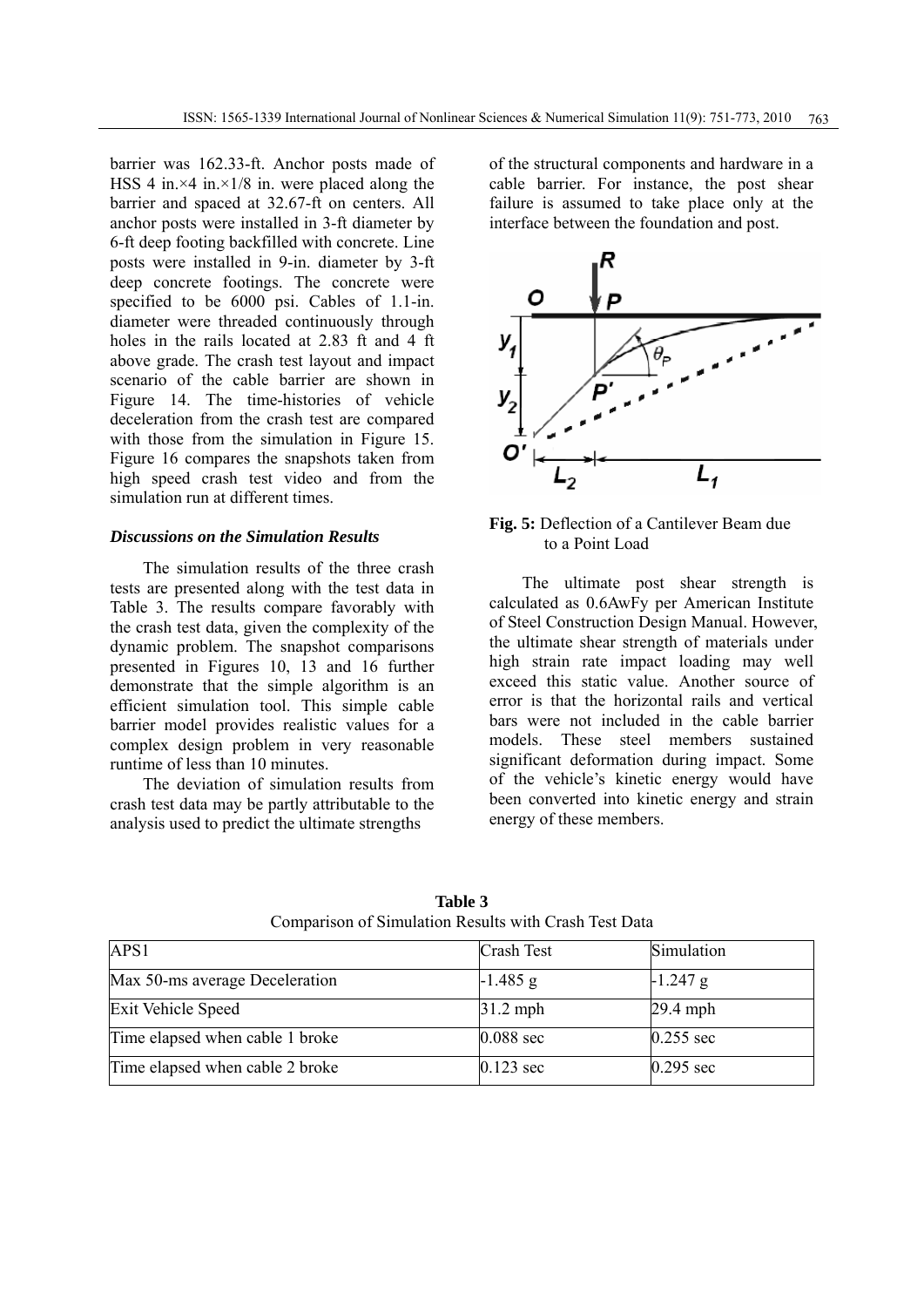barrier was 162.33-ft. Anchor posts made of HSS 4 in.×4 in.×1/8 in. were placed along the barrier and spaced at 32.67-ft on centers. All anchor posts were installed in 3-ft diameter by 6-ft deep footing backfilled with concrete. Line posts were installed in 9-in. diameter by 3-ft deep concrete footings. The concrete were specified to be 6000 psi. Cables of 1.1-in. diameter were threaded continuously through holes in the rails located at 2.83 ft and 4 ft above grade. The crash test layout and impact scenario of the cable barrier are shown in Figure 14. The time-histories of vehicle deceleration from the crash test are compared with those from the simulation in Figure 15. Figure 16 compares the snapshots taken from high speed crash test video and from the simulation run at different times.

### *Discussions on the Simulation Results*

The simulation results of the three crash tests are presented along with the test data in Table 3. The results compare favorably with the crash test data, given the complexity of the dynamic problem. The snapshot comparisons presented in Figures 10, 13 and 16 further demonstrate that the simple algorithm is an efficient simulation tool. This simple cable barrier model provides realistic values for a complex design problem in very reasonable runtime of less than 10 minutes.

The deviation of simulation results from crash test data may be partly attributable to the analysis used to predict the ultimate strengths of the structural components and hardware in a cable barrier. For instance, the post shear failure is assumed to take place only at the interface between the foundation and post.

**Fig. 5:** Deflection of a Cantilever Beam due to a Point Load

The ultimate post shear strength is calculated as 0.6AwFy per American Institute of Steel Construction Design Manual. However, the ultimate shear strength of materials under high strain rate impact loading may well exceed this static value. Another source of error is that the horizontal rails and vertical bars were not included in the cable barrier models. These steel members sustained significant deformation during impact. Some of the vehicle's kinetic energy would have been converted into kinetic energy and strain energy of these members.

**Table 3**
Comparison of Simulation Results with Crash Test Data

| APS1 | Crash Test | Simulation |
|---|---|---|
| Max 50-ms average Deceleration | -1.485 g | -1.247 g |
| Exit Vehicle Speed | 31.2 mph | 29.4 mph |
| Time elapsed when cable 1 broke | 0.088 sec | 0.255 sec |
| Time elapsed when cable 2 broke | 0.123 sec | 0.295 sec |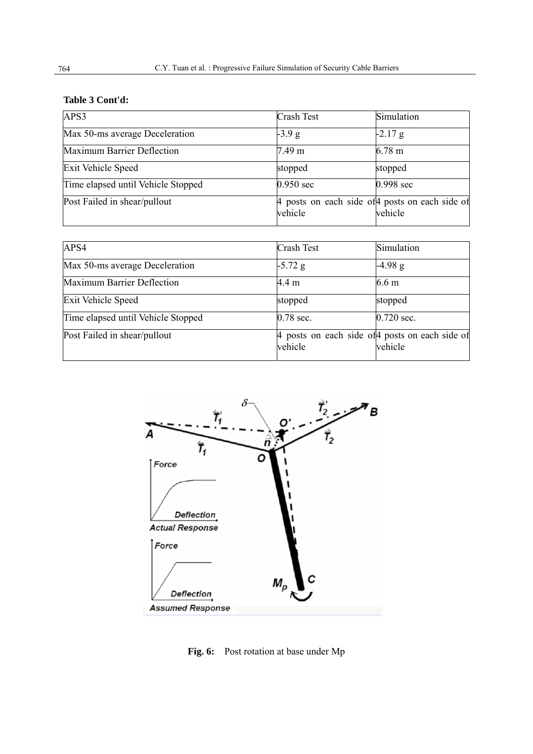**Table 3 Cont'd:**

| APS3 | Crash Test | Simulation |
|---|---|---|
| Max 50-ms average Deceleration | -3.9 g | -2.17 g |
| Maximum Barrier Deflection | 7.49 m | 6.78 m |
| Exit Vehicle Speed | stopped | stopped |
| Time elapsed until Vehicle Stopped | 0.950 sec | 0.998 sec |
| Post Failed in shear/pullout | 4 posts on each side of vehicle | 4 posts on each side of vehicle |

| APS4 | Crash Test | Simulation |
|---|---|---|
| Max 50-ms average Deceleration | -5.72 g | -4.98 g |
| Maximum Barrier Deflection | 4.4 m | 6.6 m |
| Exit Vehicle Speed | stopped | stopped |
| Time elapsed until Vehicle Stopped | 0.78 sec. | 0.720 sec. |
| Post Failed in shear/pullout | 4 posts on each side of vehicle | 4 posts on each side of vehicle |

**Fig. 6:** Post rotation at base under Mp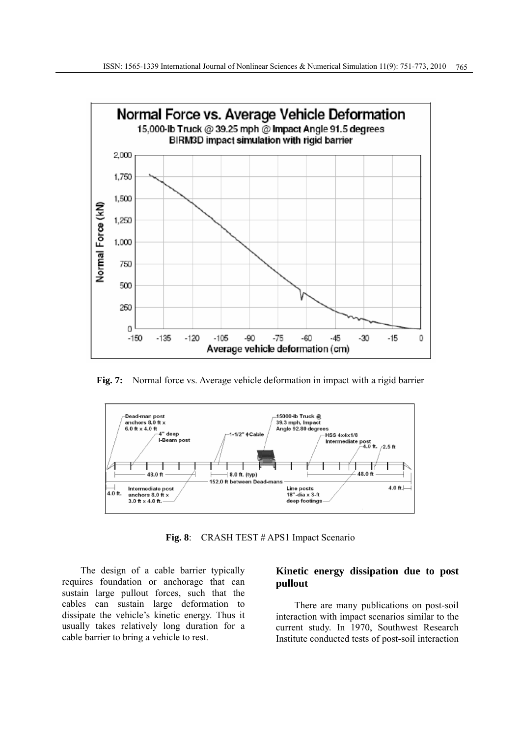**Fig. 7:** Normal force vs. Average vehicle deformation in impact with a rigid barrier

**Fig. 8**: CRASH TEST # APS1 Impact Scenario

The design of a cable barrier typically requires foundation or anchorage that can sustain large pullout forces, such that the cables can sustain large deformation to dissipate the vehicle's kinetic energy. Thus it usually takes relatively long duration for a cable barrier to bring a vehicle to rest.

## Kinetic energy dissipation due to post pullout

There are many publications on post-soil interaction with impact scenarios similar to the current study. In 1970, Southwest Research Institute conducted tests of post-soil interaction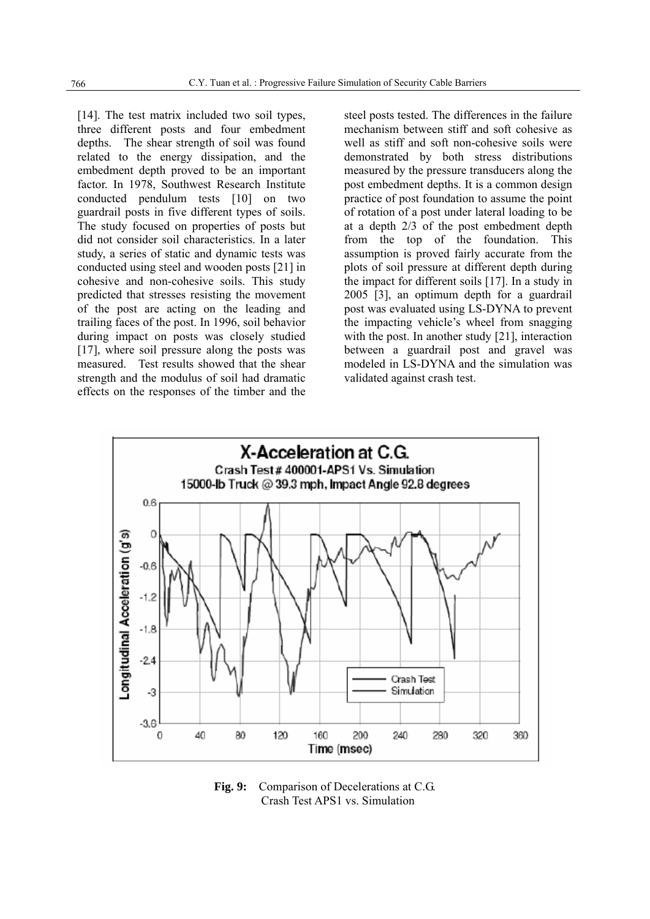[14]. The test matrix included two soil types, three different posts and four embedment depths. The shear strength of soil was found related to the energy dissipation, and the embedment depth proved to be an important factor. In 1978, Southwest Research Institute conducted pendulum tests [10] on two guardrail posts in five different types of soils. The study focused on properties of posts but did not consider soil characteristics. In a later study, a series of static and dynamic tests was conducted using steel and wooden posts [21] in cohesive and non-cohesive soils. This study predicted that stresses resisting the movement of the post are acting on the leading and trailing faces of the post. In 1996, soil behavior during impact on posts was closely studied [17], where soil pressure along the posts was measured. Test results showed that the shear strength and the modulus of soil had dramatic effects on the responses of the timber and the steel posts tested. The differences in the failure mechanism between stiff and soft cohesive as well as stiff and soft non-cohesive soils were demonstrated by both stress distributions measured by the pressure transducers along the post embedment depths. It is a common design practice of post foundation to assume the point of rotation of a post under lateral loading to be at a depth 2/3 of the post embedment depth from the top of the foundation. This assumption is proved fairly accurate from the plots of soil pressure at different depth during the impact for different soils [17]. In a study in 2005 [3], an optimum depth for a guardrail post was evaluated using LS-DYNA to prevent the impacting vehicle's wheel from snagging with the post. In another study [21], interaction between a guardrail post and gravel was modeled in LS-DYNA and the simulation was validated against crash test.

**Fig. 9:** Comparison of Decelerations at C.G. Crash Test APS1 vs. Simulation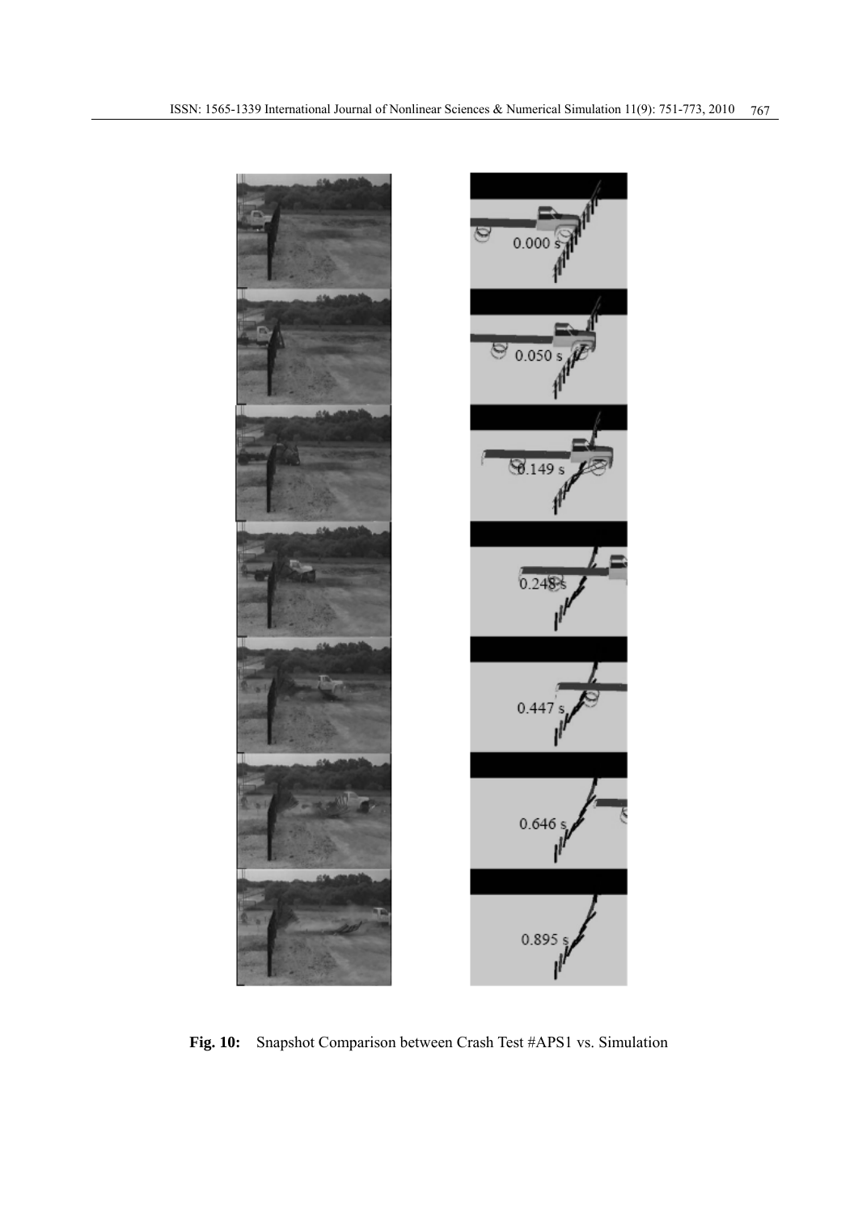**Fig. 10:** Snapshot Comparison between Crash Test #APS1 vs. Simulation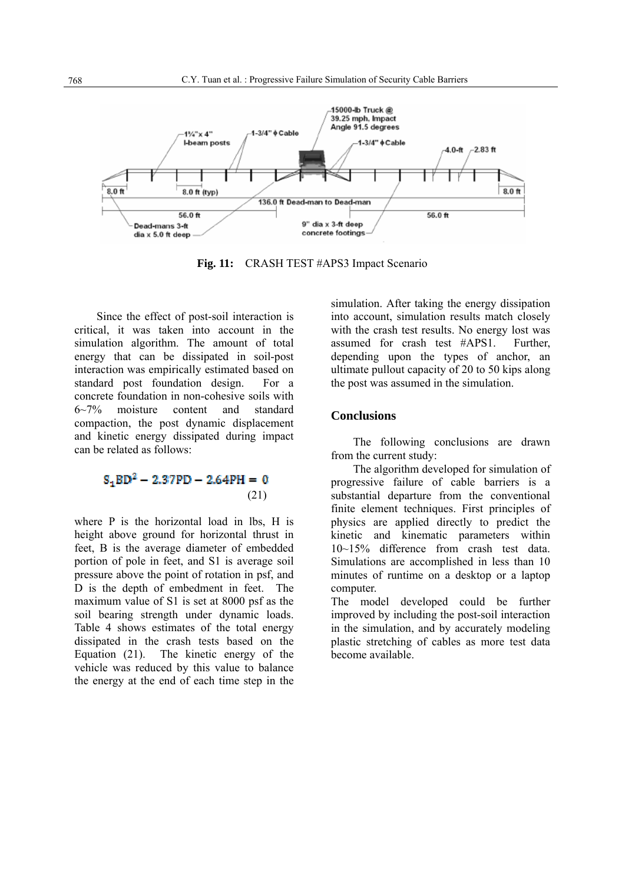**Fig. 11:** CRASH TEST #APS3 Impact Scenario

Since the effect of post-soil interaction is critical, it was taken into account in the simulation algorithm. The amount of total energy that can be dissipated in soil-post interaction was empirically estimated based on standard post foundation design. For a concrete foundation in non-cohesive soils with 6~7% moisture content and standard compaction, the post dynamic displacement and kinetic energy dissipated during impact can be related as follows:

$$S_1BD^2 - 2.37PD - 2.64PH = 0 \tag{21}$$

where P is the horizontal load in lbs, H is height above ground for horizontal thrust in feet, B is the average diameter of embedded portion of pole in feet, and S1 is average soil pressure above the point of rotation in psf, and D is the depth of embedment in feet. The maximum value of S1 is set at 8000 psf as the soil bearing strength under dynamic loads. Table 4 shows estimates of the total energy dissipated in the crash tests based on the Equation (21). The kinetic energy of the vehicle was reduced by this value to balance the energy at the end of each time step in the simulation. After taking the energy dissipation into account, simulation results match closely with the crash test results. No energy lost was assumed for crash test #APS1. Further, depending upon the types of anchor, an ultimate pullout capacity of 20 to 50 kips along the post was assumed in the simulation.

## Conclusions

The following conclusions are drawn from the current study:

The algorithm developed for simulation of progressive failure of cable barriers is a substantial departure from the conventional finite element techniques. First principles of physics are applied directly to predict the kinetic and kinematic parameters within 10~15% difference from crash test data. Simulations are accomplished in less than 10 minutes of runtime on a desktop or a laptop computer.

The model developed could be further improved by including the post-soil interaction in the simulation, and by accurately modeling plastic stretching of cables as more test data become available.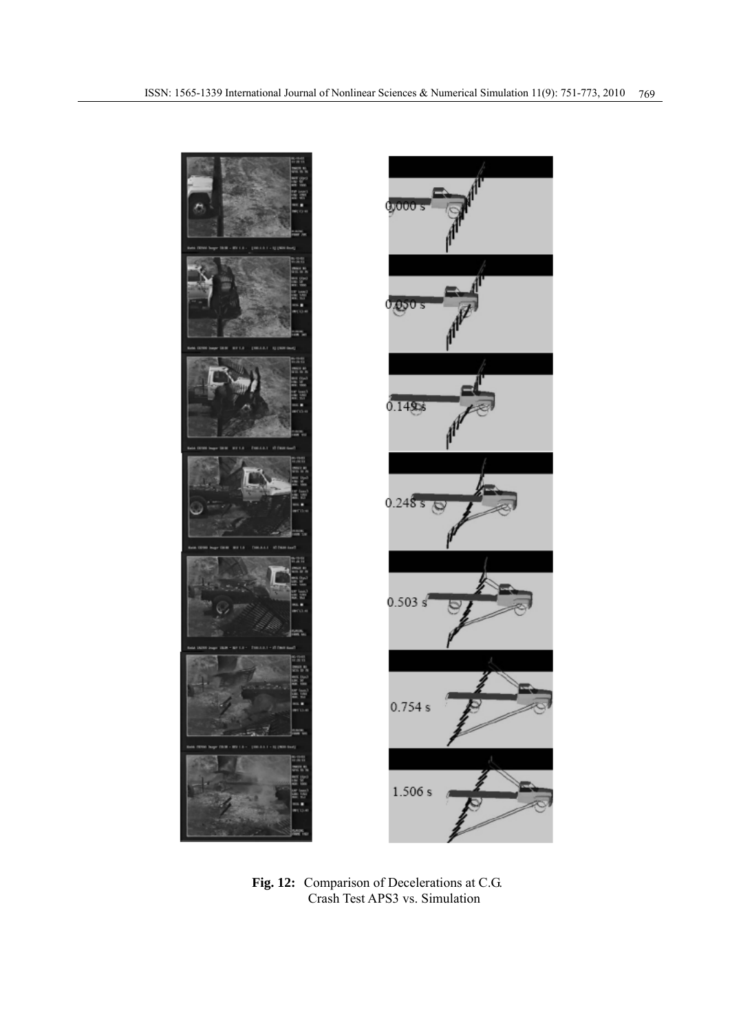**Fig. 12:** Comparison of Decelerations at C.G. Crash Test APS3 vs. Simulation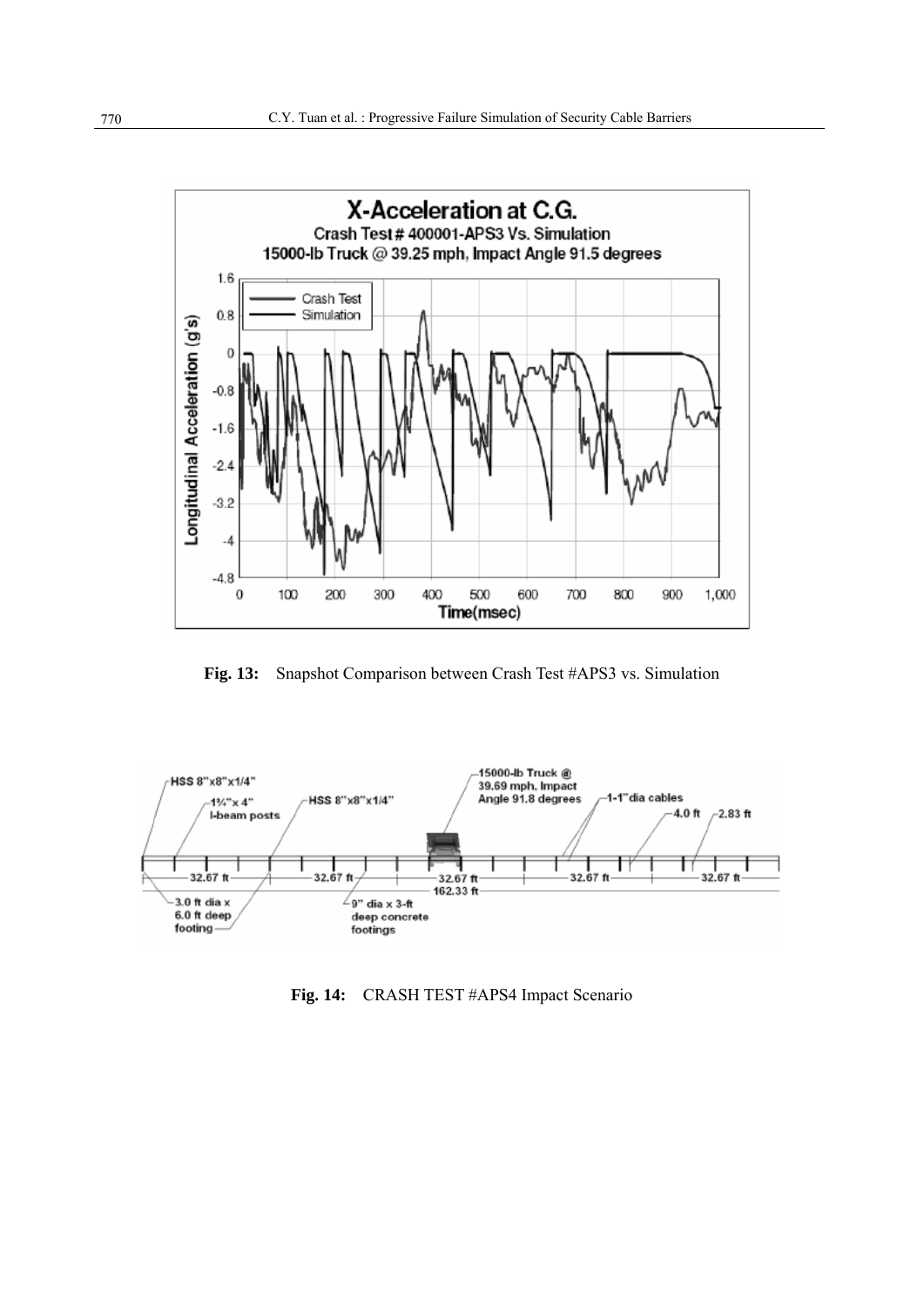**Fig. 13:** Snapshot Comparison between Crash Test #APS3 vs. Simulation

**Fig. 14:** CRASH TEST #APS4 Impact Scenario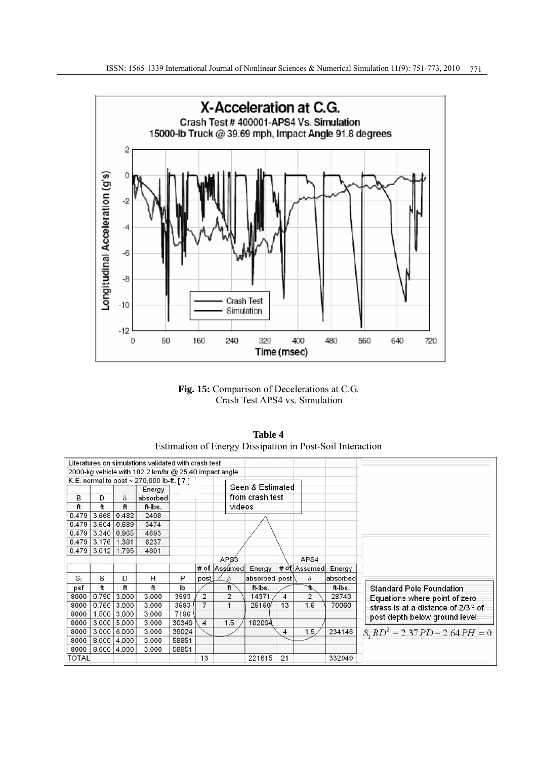**Fig. 15:** Comparison of Decelerations at C.G. Crash Test APS4 vs. Simulation

**Table 4**
Estimation of Energy Dissipation in Post-Soil Interaction

| Literatures on simulations validated with crash test | | | | | | | | | | |
|---|---|---|---|---|---|---|---|---|---|---|
| 2000-kg vehicle with 102.2 km/hr @ 25.40 impact angle | | | | | | | | | | |
| K.E. normal to post ~ 270,000 lb-ft. [7] | | | | | | | | | | |
| B | D | δ | Energy absorbed | | | | | | | |
| ft | ft | ft | ft-lbs. | | | | | | | |
| 0.479 | 3.668 | 0.482 | 2408 | | | | | | | |
| 0.479 | 3.504 | 0.689 | 3474 | | | | | | | |
| 0.479 | 3.340 | 0.965 | 4693 | | | | | | | |
| 0.479 | 3.176 | 1.381 | 6237 | | | | | | | |
| 0.479 | 3.012 | 1.795 | 4801 | | | | | | | |
| | | | | | APS3 | | | APS4 | | |
| | | | | | # of | Assumed | Energy | # of | Assumed | Energy |
| $S_1$ | B | D | H | P | post | δ | absorbed | post | δ | absorbed |
| psf | ft | ft | ft | lb | | ft | ft-lbs. | | ft | ft-lbs. |
| 8000 | 0.750 | 3.000 | 3.000 | 3593 | 2 | 2 | 14371 | 4 | 2 | 28743 |
| 8000 | 0.750 | 3.000 | 3.000 | 3593 | 7 | 1 | 25150 | 13 | 1.5 | 70060 |
| 8000 | 1.500 | 3.000 | 3.000 | 7186 | | | | | | |
| 8000 | 3.000 | 5.000 | 3.000 | 30349 | 4 | 1.5 | 182094 | | | |
| 8000 | 3.000 | 6.000 | 3.000 | 39024 | | | | 4 | 1.5 | 234146 |
| 8000 | 8.000 | 4.000 | 3.000 | 58851 | | | | | | |
| 8000 | 8.000 | 4.000 | 3.000 | 58851 | | | | | | |
| TOTAL | | | | | 13 | | 221615 | 21 | | 332949 |

Seen & Estimated from crash test videos

Standard Pole Foundation Equations where point of zero stress is at a distance of 2/3rd of post depth below ground level

$$S_1 BD^2 - 2.37PD - 2.64PH = 0$$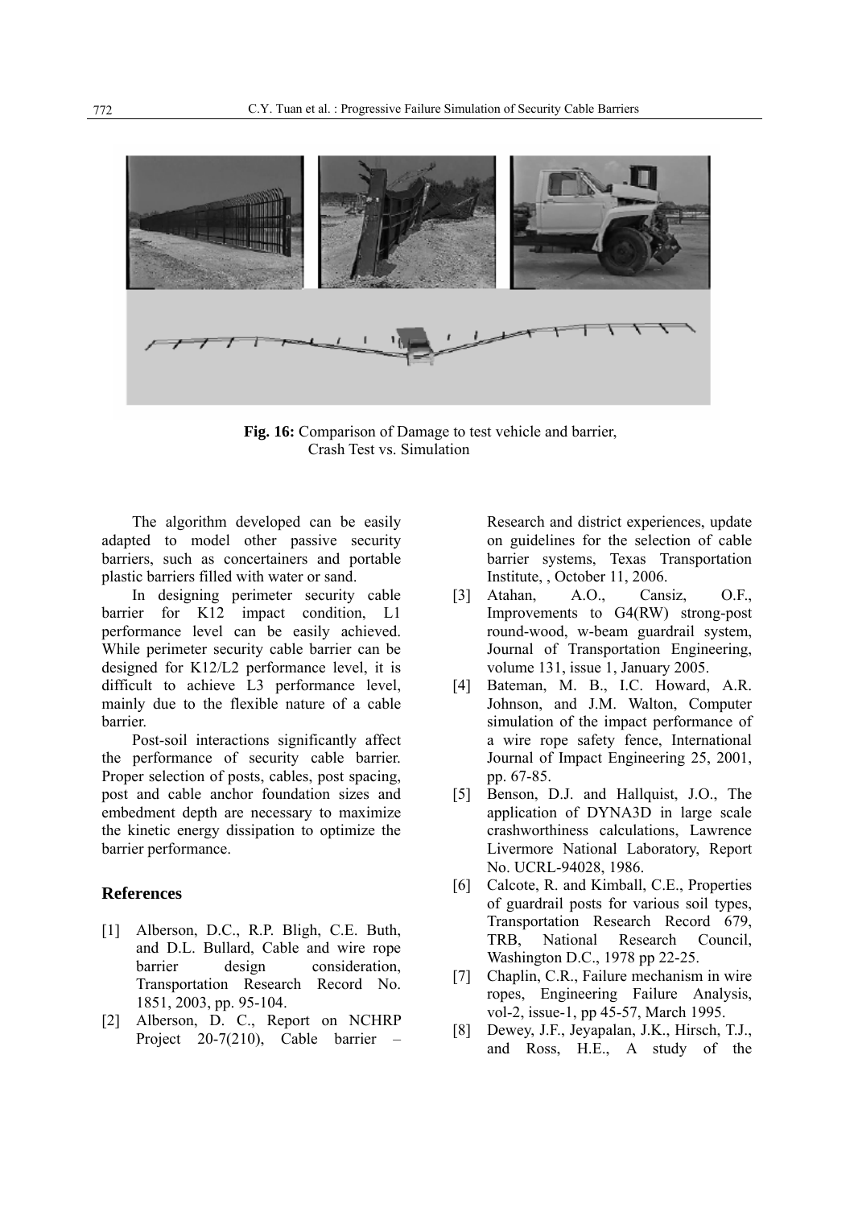**Fig. 16:** Comparison of Damage to test vehicle and barrier, Crash Test vs. Simulation

The algorithm developed can be easily adapted to model other passive security barriers, such as concertainers and portable plastic barriers filled with water or sand.

In designing perimeter security cable barrier for K12 impact condition, L1 performance level can be easily achieved. While perimeter security cable barrier can be designed for K12/L2 performance level, it is difficult to achieve L3 performance level, mainly due to the flexible nature of a cable barrier.

Post-soil interactions significantly affect the performance of security cable barrier. Proper selection of posts, cables, post spacing, post and cable anchor foundation sizes and embedment depth are necessary to maximize the kinetic energy dissipation to optimize the barrier performance.

## References

[1] Alberson, D.C., R.P. Bligh, C.E. Buth, and D.L. Bullard, Cable and wire rope barrier design consideration, Transportation Research Record No. 1851, 2003, pp. 95-104.

[2] Alberson, D. C., Report on NCHRP Project 20-7(210), Cable barrier – Research and district experiences, update on guidelines for the selection of cable barrier systems, Texas Transportation Institute, , October 11, 2006.

[3] Atahan, A.O., Cansiz, O.F., Improvements to G4(RW) strong-post round-wood, w-beam guardrail system, Journal of Transportation Engineering, volume 131, issue 1, January 2005.

[4] Bateman, M. B., I.C. Howard, A.R. Johnson, and J.M. Walton, Computer simulation of the impact performance of a wire rope safety fence, International Journal of Impact Engineering 25, 2001, pp. 67-85.

[5] Benson, D.J. and Hallquist, J.O., The application of DYNA3D in large scale crashworthiness calculations, Lawrence Livermore National Laboratory, Report No. UCRL-94028, 1986.

[6] Calcote, R. and Kimball, C.E., Properties of guardrail posts for various soil types, Transportation Research Record 679, TRB, National Research Council, Washington D.C., 1978 pp 22-25.

[7] Chaplin, C.R., Failure mechanism in wire ropes, Engineering Failure Analysis, vol-2, issue-1, pp 45-57, March 1995.

[8] Dewey, J.F., Jeyapalan, J.K., Hirsch, T.J., and Ross, H.E., A study of the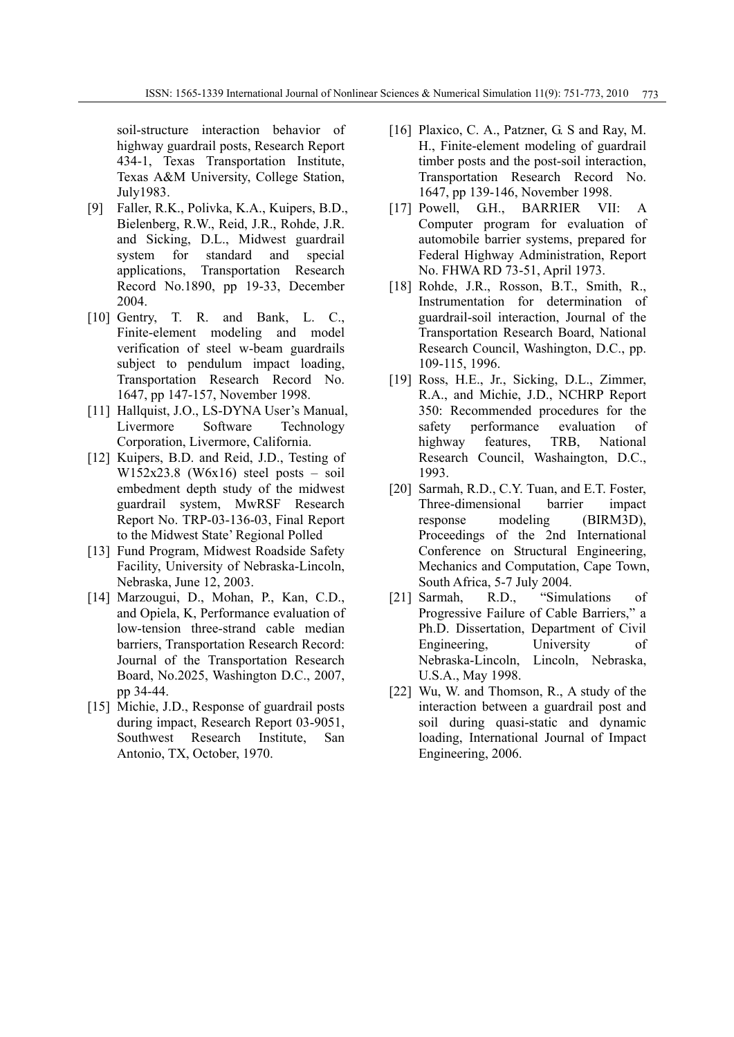soil-structure interaction behavior of highway guardrail posts, Research Report 434-1, Texas Transportation Institute, Texas A&M University, College Station, July1983.

[9] Faller, R.K., Polivka, K.A., Kuipers, B.D., Bielenberg, R.W., Reid, J.R., Rohde, J.R. and Sicking, D.L., Midwest guardrail system for standard and special applications, Transportation Research Record No.1890, pp 19-33, December 2004.

[10] Gentry, T. R. and Bank, L. C., Finite-element modeling and model verification of steel w-beam guardrails subject to pendulum impact loading, Transportation Research Record No. 1647, pp 147-157, November 1998.

[11] Hallquist, J.O., LS-DYNA User's Manual, Livermore Software Technology Corporation, Livermore, California.

[12] Kuipers, B.D. and Reid, J.D., Testing of W152x23.8 (W6x16) steel posts – soil embedment depth study of the midwest guardrail system, MwRSF Research Report No. TRP-03-136-03, Final Report to the Midwest State' Regional Polled

[13] Fund Program, Midwest Roadside Safety Facility, University of Nebraska-Lincoln, Nebraska, June 12, 2003.

[14] Marzougui, D., Mohan, P., Kan, C.D., and Opiela, K, Performance evaluation of low-tension three-strand cable median barriers, Transportation Research Record: Journal of the Transportation Research Board, No.2025, Washington D.C., 2007, pp 34-44.

[15] Michie, J.D., Response of guardrail posts during impact, Research Report 03-9051, Southwest Research Institute, San Antonio, TX, October, 1970.

[16] Plaxico, C. A., Patzner, G. S and Ray, M. H., Finite-element modeling of guardrail timber posts and the post-soil interaction, Transportation Research Record No. 1647, pp 139-146, November 1998.

[17] Powell, G.H., BARRIER VII: A Computer program for evaluation of automobile barrier systems, prepared for Federal Highway Administration, Report No. FHWA RD 73-51, April 1973.

[18] Rohde, J.R., Rosson, B.T., Smith, R., Instrumentation for determination of guardrail-soil interaction, Journal of the Transportation Research Board, National Research Council, Washington, D.C., pp. 109-115, 1996.

[19] Ross, H.E., Jr., Sicking, D.L., Zimmer, R.A., and Michie, J.D., NCHRP Report 350: Recommended procedures for the safety performance evaluation of highway features, TRB, National Research Council, Washaington, D.C., 1993.

[20] Sarmah, R.D., C.Y. Tuan, and E.T. Foster, Three-dimensional barrier impact response modeling (BIRM3D), Proceedings of the 2nd International Conference on Structural Engineering, Mechanics and Computation, Cape Town, South Africa, 5-7 July 2004.

[21] Sarmah, R.D., "Simulations of Progressive Failure of Cable Barriers," a Ph.D. Dissertation, Department of Civil Engineering, University of Nebraska-Lincoln, Lincoln, Nebraska, U.S.A., May 1998.

[22] Wu, W. and Thomson, R., A study of the interaction between a guardrail post and soil during quasi-static and dynamic loading, International Journal of Impact Engineering, 2006.